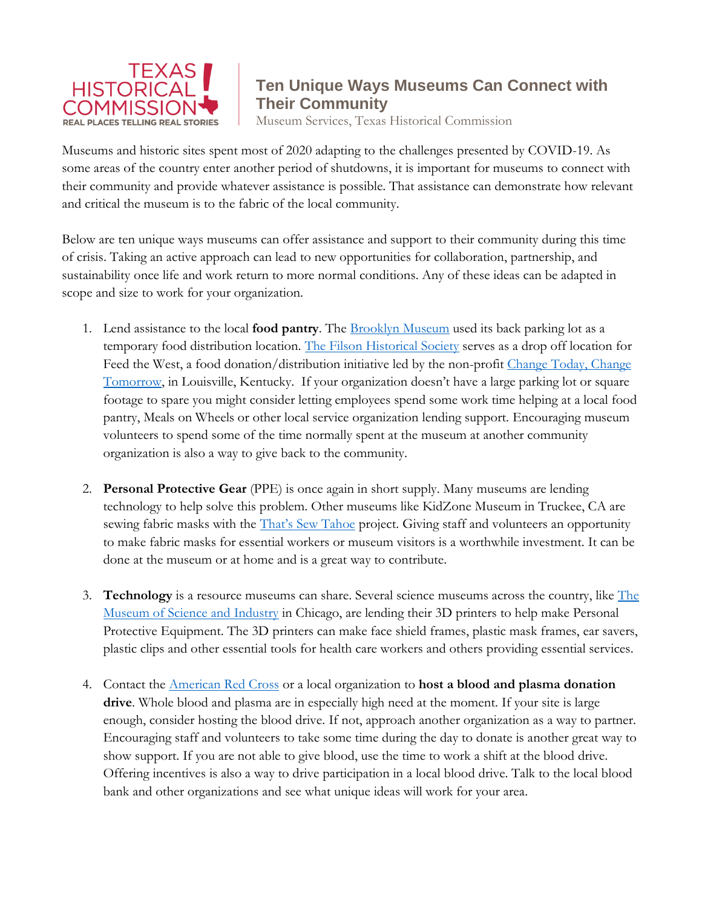# Ten Unique Ways Museums Can Connect with Their Community

Museum Services, Texas Historical Commission

Museums and historic sites spent most of 2020 adapting to the challenges presented by COVID-19. As some areas of the country enter another period of shutdowns, it is important for museums to connect with their community and provide whatever assistance is possible. That assistance can demonstrate how relevant and critical the museum is to the fabric of the local community.

Below are ten unique ways museums can offer assistance and support to their community during this time of crisis. Taking an active approach can lead to new opportunities for collaboration, partnership, and sustainability once life and work return to more normal conditions. Any of these ideas can be adapted in scope and size to work for your organization.

1. Lend assistance to the local **food pantry**. The Brooklyn Museum used its back parking lot as a temporary food distribution location. The Filson Historical Society serves as a drop off location for Feed the West, a food donation/distribution initiative led by the non-profit Change Today, Change Tomorrow, in Louisville, Kentucky. If your organization doesn't have a large parking lot or square footage to spare you might consider letting employees spend some work time helping at a local food pantry, Meals on Wheels or other local service organization lending support. Encouraging museum volunteers to spend some of the time normally spent at the museum at another community organization is also a way to give back to the community.

2. **Personal Protective Gear** (PPE) is once again in short supply. Many museums are lending technology to help solve this problem. Other museums like KidZone Museum in Truckee, CA are sewing fabric masks with the That's Sew Tahoe project. Giving staff and volunteers an opportunity to make fabric masks for essential workers or museum visitors is a worthwhile investment. It can be done at the museum or at home and is a great way to contribute.

3. **Technology** is a resource museums can share. Several science museums across the country, like The Museum of Science and Industry in Chicago, are lending their 3D printers to help make Personal Protective Equipment. The 3D printers can make face shield frames, plastic mask frames, ear savers, plastic clips and other essential tools for health care workers and others providing essential services.

4. Contact the American Red Cross or a local organization to **host a blood and plasma donation drive**. Whole blood and plasma are in especially high need at the moment. If your site is large enough, consider hosting the blood drive. If not, approach another organization as a way to partner. Encouraging staff and volunteers to take some time during the day to donate is another great way to show support. If you are not able to give blood, use the time to work a shift at the blood drive. Offering incentives is also a way to drive participation in a local blood drive. Talk to the local blood bank and other organizations and see what unique ideas will work for your area.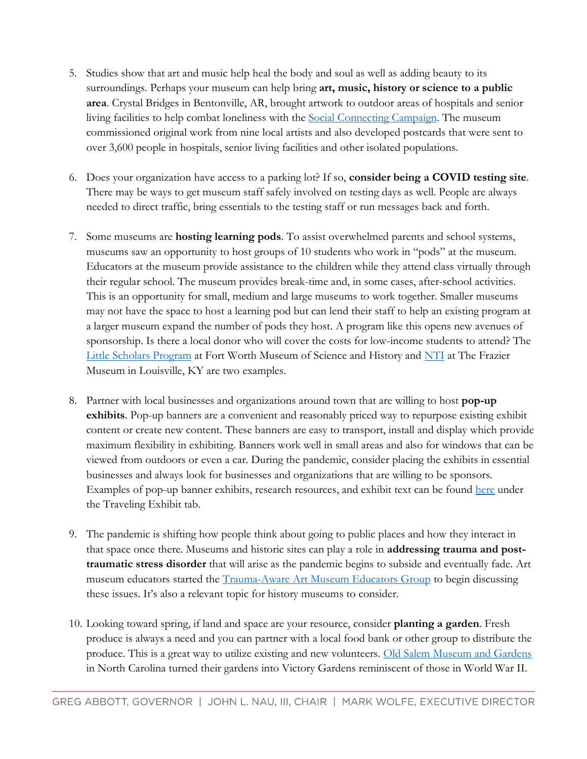5. Studies show that art and music help heal the body and soul as well as adding beauty to its surroundings. Perhaps your museum can help bring **art, music, history or science to a public area**. Crystal Bridges in Bentonville, AR, brought artwork to outdoor areas of hospitals and senior living facilities to help combat loneliness with the [Social Connecting Campaign](). The museum commissioned original work from nine local artists and also developed postcards that were sent to over 3,600 people in hospitals, senior living facilities and other isolated populations.

6. Does your organization have access to a parking lot? If so, **consider being a COVID testing site**. There may be ways to get museum staff safely involved on testing days as well. People are always needed to direct traffic, bring essentials to the testing staff or run messages back and forth.

7. Some museums are **hosting learning pods**. To assist overwhelmed parents and school systems, museums saw an opportunity to host groups of 10 students who work in "pods" at the museum. Educators at the museum provide assistance to the children while they attend class virtually through their regular school. The museum provides break-time and, in some cases, after-school activities. This is an opportunity for small, medium and large museums to work together. Smaller museums may not have the space to host a learning pod but can lend their staff to help an existing program at a larger museum expand the number of pods they host. A program like this opens new avenues of sponsorship. Is there a local donor who will cover the costs for low-income students to attend? The [Little Scholars Program]() at Fort Worth Museum of Science and History and [NTI]() at The Frazier Museum in Louisville, KY are two examples.

8. Partner with local businesses and organizations around town that are willing to host **pop-up exhibits**. Pop-up banners are a convenient and reasonably priced way to repurpose existing exhibit content or create new content. These banners are easy to transport, install and display which provide maximum flexibility in exhibiting. Banners work well in small areas and also for windows that can be viewed from outdoors or even a car. During the pandemic, consider placing the exhibits in essential businesses and always look for businesses and organizations that are willing to be sponsors. Examples of pop-up banner exhibits, research resources, and exhibit text can be found [here]() under the Traveling Exhibit tab.

9. The pandemic is shifting how people think about going to public places and how they interact in that space once there. Museums and historic sites can play a role in **addressing trauma and post-traumatic stress disorder** that will arise as the pandemic begins to subside and eventually fade. Art museum educators started the [Trauma-Aware Art Museum Educators Group]() to begin discussing these issues. It's also a relevant topic for history museums to consider.

10. Looking toward spring, if land and space are your resource, consider **planting a garden**. Fresh produce is always a need and you can partner with a local food bank or other group to distribute the produce. This is a great way to utilize existing and new volunteers. [Old Salem Museum and Gardens]() in North Carolina turned their gardens into Victory Gardens reminiscent of those in World War II.